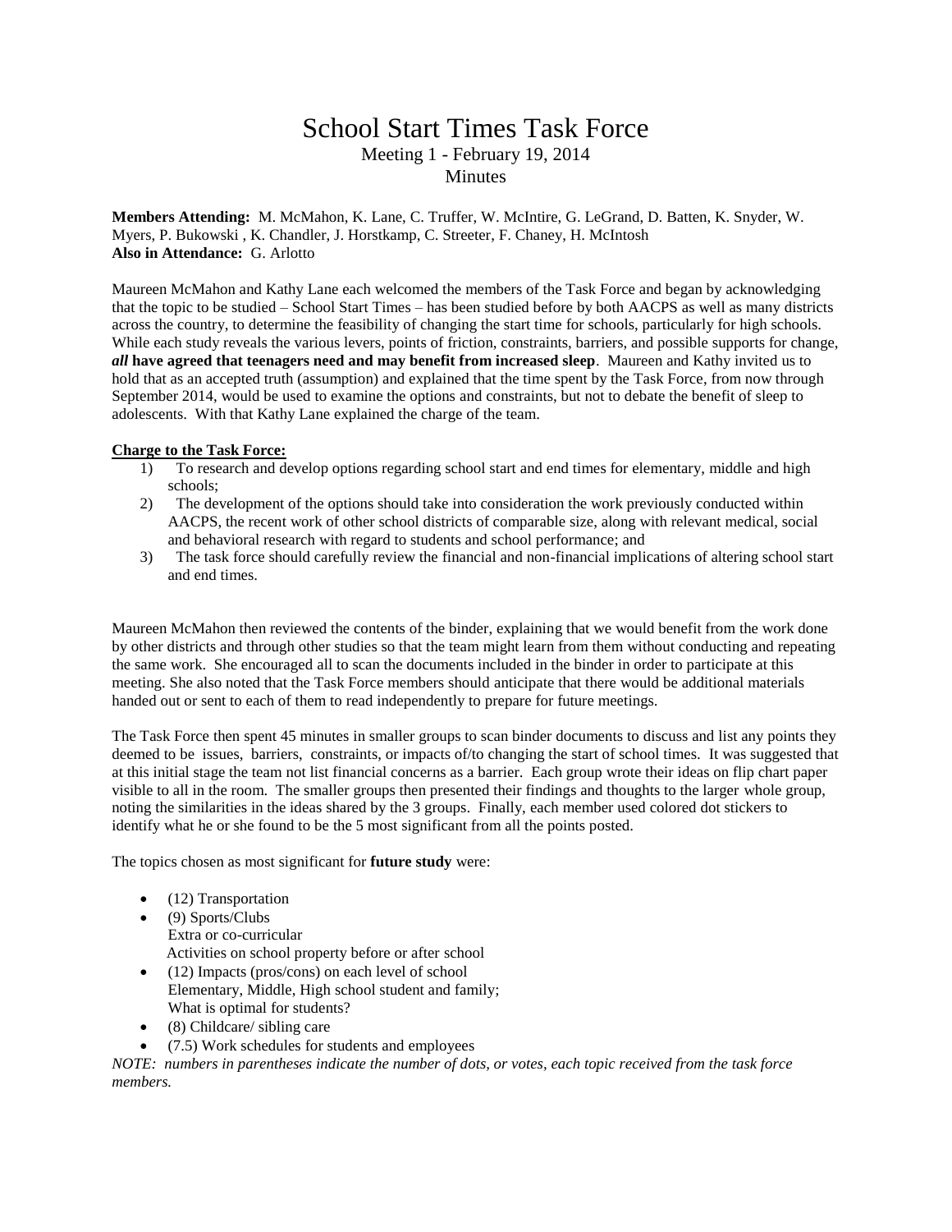# School Start Times Task Force

Meeting 1 - February 19, 2014

Minutes

**Members Attending:** M. McMahon, K. Lane, C. Truffer, W. McIntire, G. LeGrand, D. Batten, K. Snyder, W. Myers, P. Bukowski , K. Chandler, J. Horstkamp, C. Streeter, F. Chaney, H. McIntosh
**Also in Attendance:** G. Arlotto

Maureen McMahon and Kathy Lane each welcomed the members of the Task Force and began by acknowledging that the topic to be studied – School Start Times – has been studied before by both AACPS as well as many districts across the country, to determine the feasibility of changing the start time for schools, particularly for high schools. While each study reveals the various levers, points of friction, constraints, barriers, and possible supports for change, ***all*** **have agreed that teenagers need and may benefit from increased sleep**. Maureen and Kathy invited us to hold that as an accepted truth (assumption) and explained that the time spent by the Task Force, from now through September 2014, would be used to examine the options and constraints, but not to debate the benefit of sleep to adolescents. With that Kathy Lane explained the charge of the team.

**Charge to the Task Force:**

1) To research and develop options regarding school start and end times for elementary, middle and high schools;
2) The development of the options should take into consideration the work previously conducted within AACPS, the recent work of other school districts of comparable size, along with relevant medical, social and behavioral research with regard to students and school performance; and
3) The task force should carefully review the financial and non-financial implications of altering school start and end times.

Maureen McMahon then reviewed the contents of the binder, explaining that we would benefit from the work done by other districts and through other studies so that the team might learn from them without conducting and repeating the same work. She encouraged all to scan the documents included in the binder in order to participate at this meeting. She also noted that the Task Force members should anticipate that there would be additional materials handed out or sent to each of them to read independently to prepare for future meetings.

The Task Force then spent 45 minutes in smaller groups to scan binder documents to discuss and list any points they deemed to be issues, barriers, constraints, or impacts of/to changing the start of school times. It was suggested that at this initial stage the team not list financial concerns as a barrier. Each group wrote their ideas on flip chart paper visible to all in the room. The smaller groups then presented their findings and thoughts to the larger whole group, noting the similarities in the ideas shared by the 3 groups. Finally, each member used colored dot stickers to identify what he or she found to be the 5 most significant from all the points posted.

The topics chosen as most significant for **future study** were:

- (12) Transportation
- (9) Sports/Clubs
  Extra or co-curricular
  Activities on school property before or after school
- (12) Impacts (pros/cons) on each level of school
  Elementary, Middle, High school student and family;
  What is optimal for students?
- (8) Childcare/ sibling care
- (7.5) Work schedules for students and employees

*NOTE: numbers in parentheses indicate the number of dots, or votes, each topic received from the task force members.*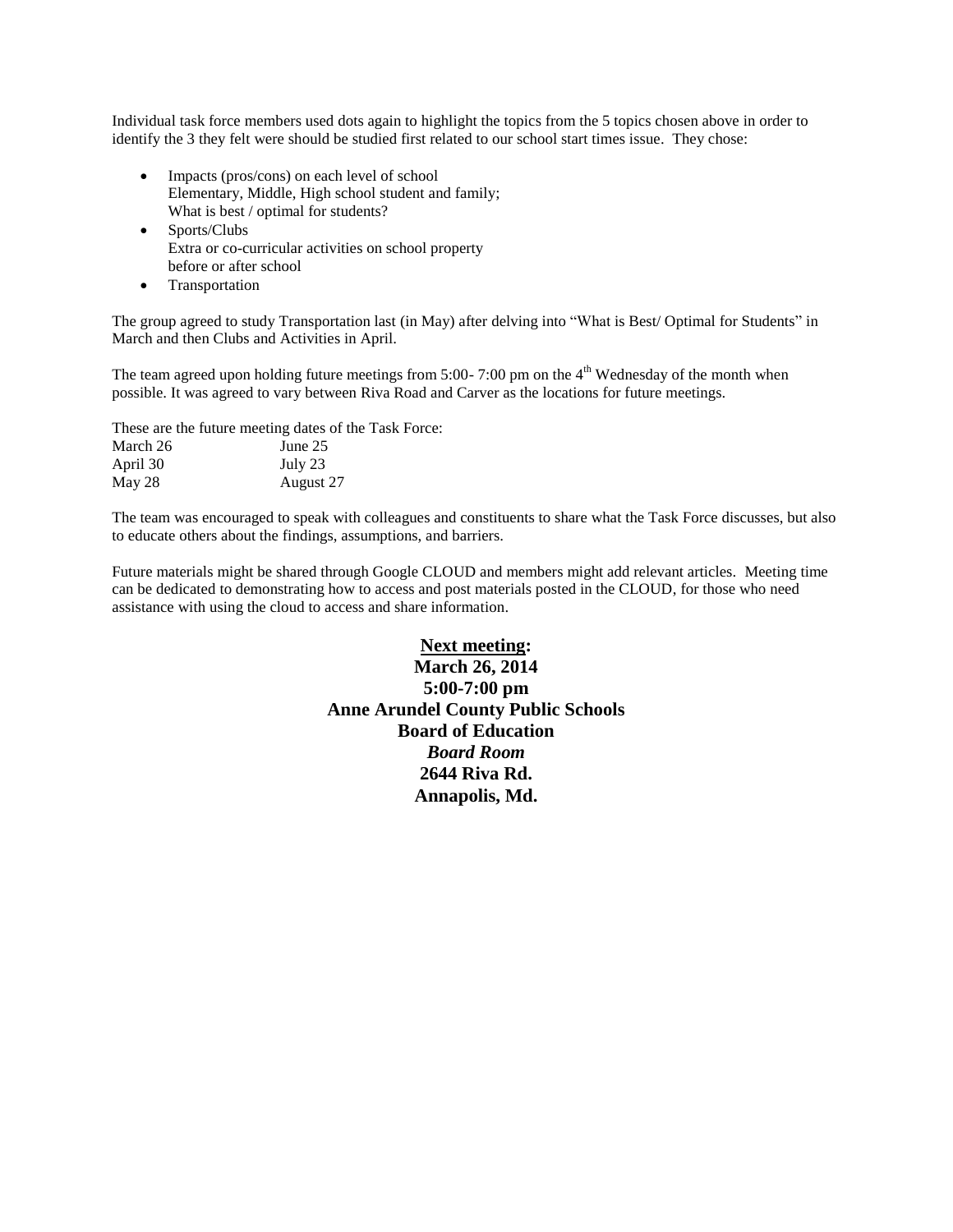Individual task force members used dots again to highlight the topics from the 5 topics chosen above in order to identify the 3 they felt were should be studied first related to our school start times issue. They chose:

- Impacts (pros/cons) on each level of school
  Elementary, Middle, High school student and family;
  What is best / optimal for students?
- Sports/Clubs
  Extra or co-curricular activities on school property
  before or after school
- Transportation

The group agreed to study Transportation last (in May) after delving into "What is Best/ Optimal for Students" in March and then Clubs and Activities in April.

The team agreed upon holding future meetings from 5:00- 7:00 pm on the 4th Wednesday of the month when possible. It was agreed to vary between Riva Road and Carver as the locations for future meetings.

These are the future meeting dates of the Task Force:

| | |
|---|---|
| March 26 | June 25 |
| April 30 | July 23 |
| May 28 | August 27 |

The team was encouraged to speak with colleagues and constituents to share what the Task Force discusses, but also to educate others about the findings, assumptions, and barriers.

Future materials might be shared through Google CLOUD and members might add relevant articles. Meeting time can be dedicated to demonstrating how to access and post materials posted in the CLOUD, for those who need assistance with using the cloud to access and share information.

**Next meeting:**
**March 26, 2014**
**5:00-7:00 pm**
**Anne Arundel County Public Schools**
**Board of Education**
***Board Room***
**2644 Riva Rd.**
**Annapolis, Md.**